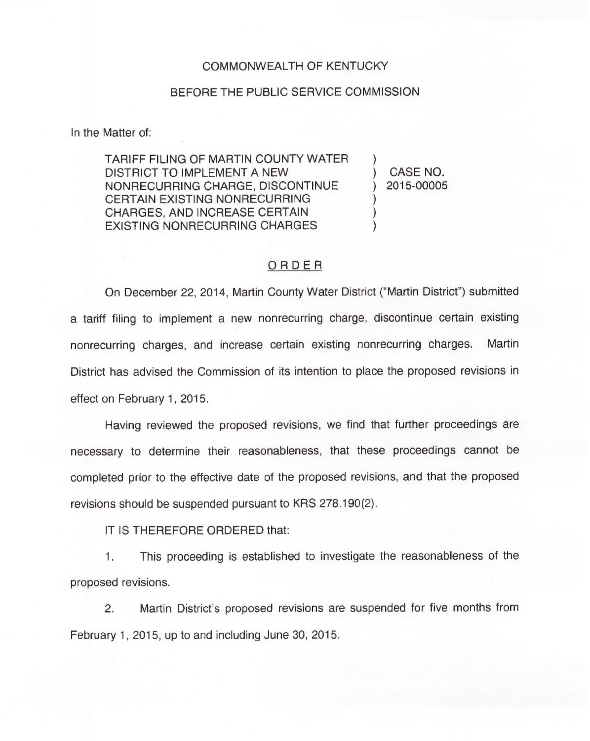COMMONWEALTH OF KENTUCKY

BEFORE THE PUBLIC SERVICE COMMISSION

In the Matter of:

| | | |
|---|---|---|
| TARIFF FILING OF MARTIN COUNTY WATER DISTRICT TO IMPLEMENT A NEW NONRECURRING CHARGE, DISCONTINUE CERTAIN EXISTING NONRECURRING CHARGES, AND INCREASE CERTAIN EXISTING NONRECURRING CHARGES | ) ) ) ) ) ) | CASE NO. 2015-00005 |

## ORDER

On December 22, 2014, Martin County Water District ("Martin District") submitted a tariff filing to implement a new nonrecurring charge, discontinue certain existing nonrecurring charges, and increase certain existing nonrecurring charges. Martin District has advised the Commission of its intention to place the proposed revisions in effect on February 1, 2015.

Having reviewed the proposed revisions, we find that further proceedings are necessary to determine their reasonableness, that these proceedings cannot be completed prior to the effective date of the proposed revisions, and that the proposed revisions should be suspended pursuant to KRS 278.190(2).

IT IS THEREFORE ORDERED that:

1. This proceeding is established to investigate the reasonableness of the proposed revisions.

2. Martin District's proposed revisions are suspended for five months from February 1, 2015, up to and including June 30, 2015.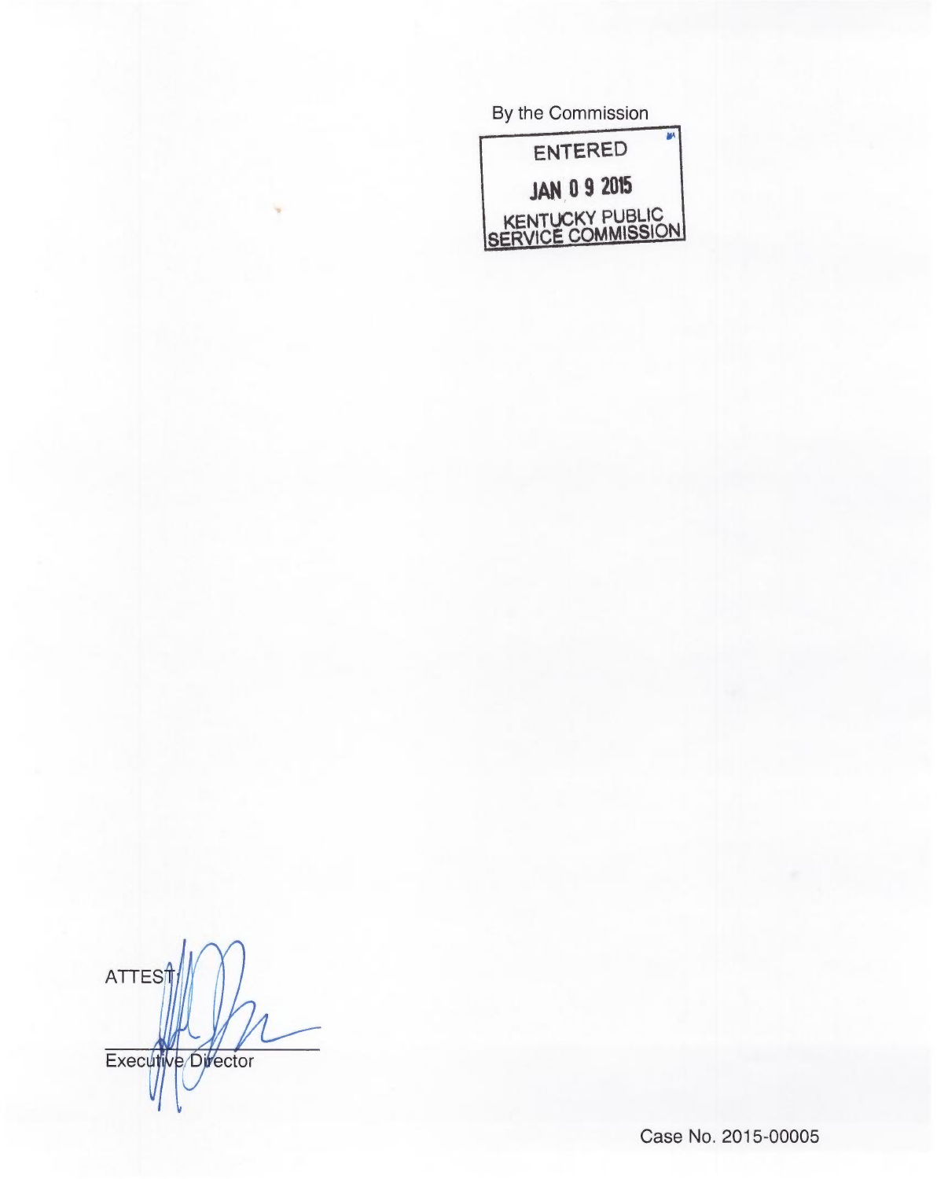By the Commission

ENTERED

JAN 0 9 2015

KENTUCKY PUBLIC SERVICE COMMISSION

ATTEST:

Executive Director

Case No. 2015-00005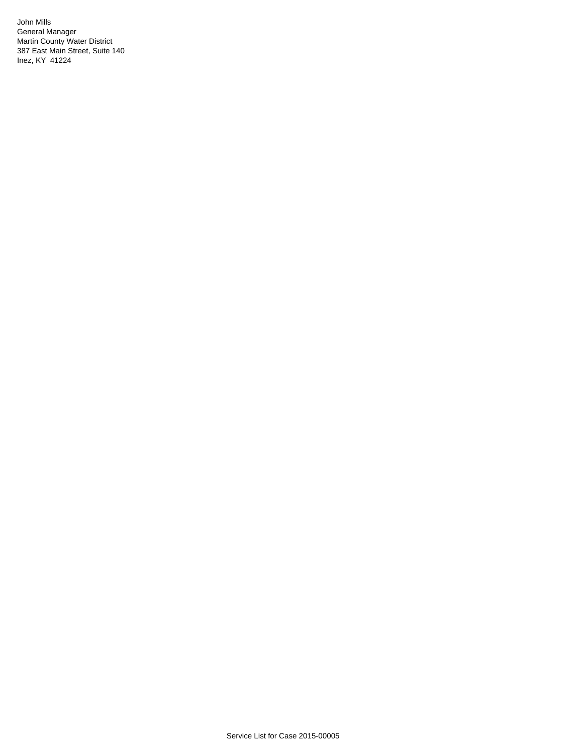John Mills
General Manager
Martin County Water District
387 East Main Street, Suite 140
Inez, KY 41224